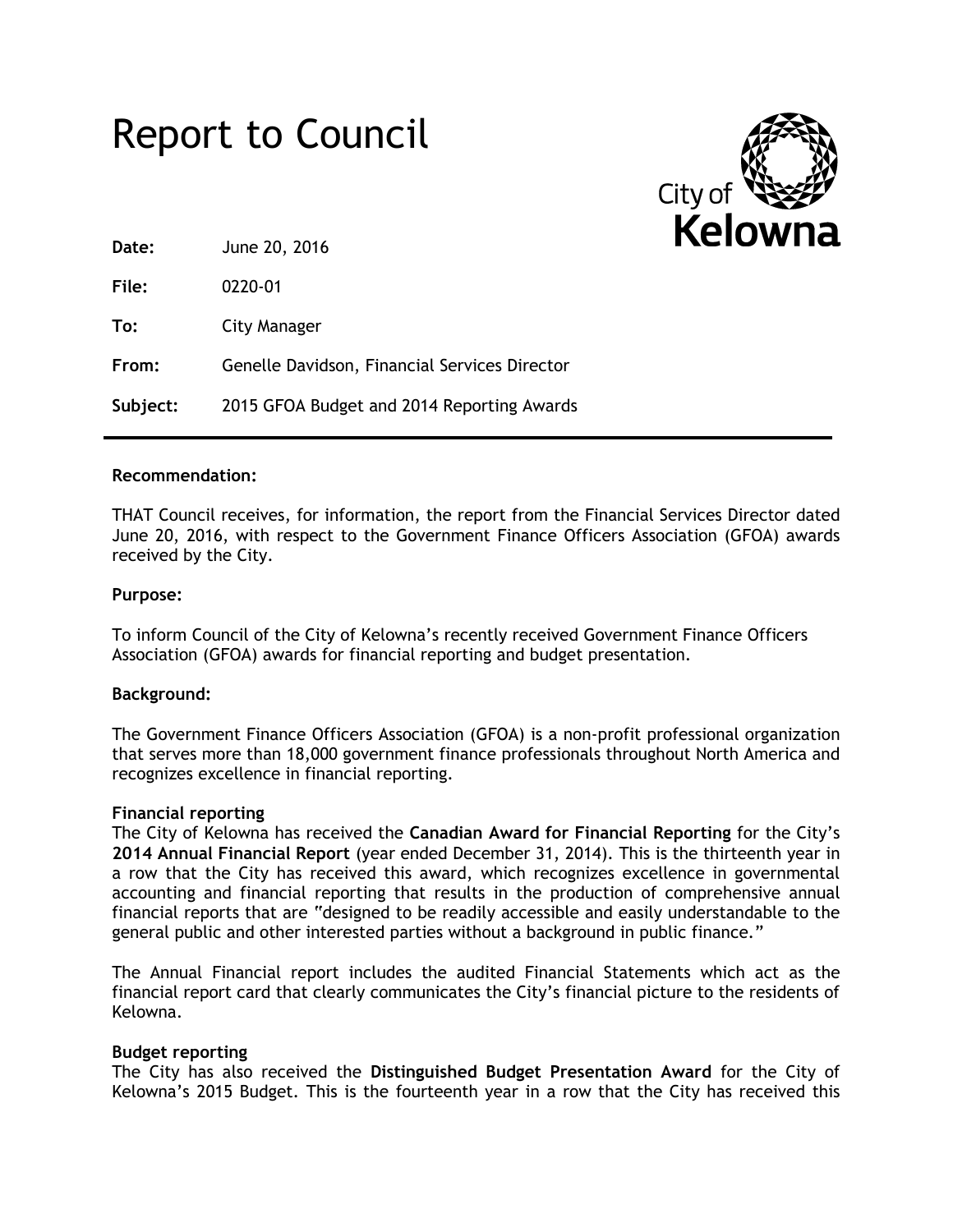# Report to Council

**Date:** June 20, 2016

**File:** 0220-01

**To:** City Manager

**From:** Genelle Davidson, Financial Services Director

**Subject:** 2015 GFOA Budget and 2014 Reporting Awards

---

**Recommendation:**

THAT Council receives, for information, the report from the Financial Services Director dated June 20, 2016, with respect to the Government Finance Officers Association (GFOA) awards received by the City.

**Purpose:**

To inform Council of the City of Kelowna's recently received Government Finance Officers Association (GFOA) awards for financial reporting and budget presentation.

**Background:**

The Government Finance Officers Association (GFOA) is a non-profit professional organization that serves more than 18,000 government finance professionals throughout North America and recognizes excellence in financial reporting.

**Financial reporting**

The City of Kelowna has received the **Canadian Award for Financial Reporting** for the City's **2014 Annual Financial Report** (year ended December 31, 2014). This is the thirteenth year in a row that the City has received this award, which recognizes excellence in governmental accounting and financial reporting that results in the production of comprehensive annual financial reports that are "designed to be readily accessible and easily understandable to the general public and other interested parties without a background in public finance."

The Annual Financial report includes the audited Financial Statements which act as the financial report card that clearly communicates the City's financial picture to the residents of Kelowna.

**Budget reporting**

The City has also received the **Distinguished Budget Presentation Award** for the City of Kelowna's 2015 Budget. This is the fourteenth year in a row that the City has received this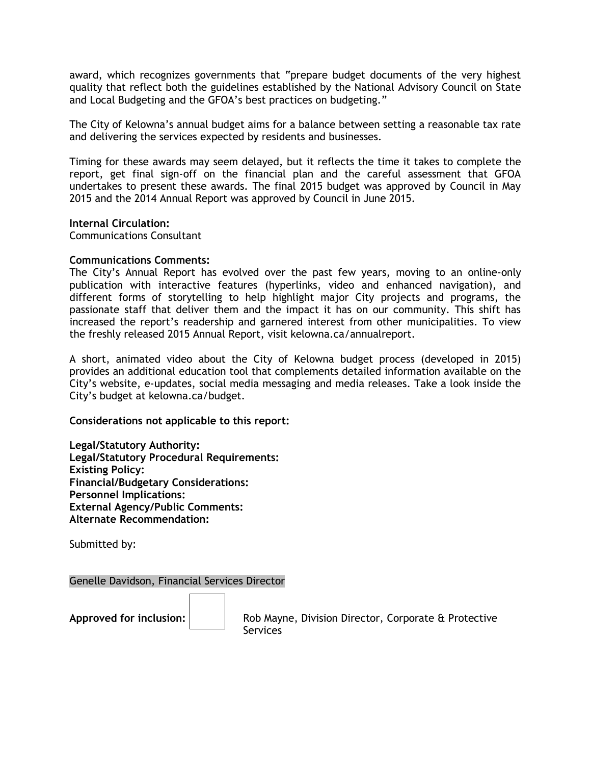award, which recognizes governments that "prepare budget documents of the very highest quality that reflect both the guidelines established by the National Advisory Council on State and Local Budgeting and the GFOA's best practices on budgeting."

The City of Kelowna's annual budget aims for a balance between setting a reasonable tax rate and delivering the services expected by residents and businesses.

Timing for these awards may seem delayed, but it reflects the time it takes to complete the report, get final sign-off on the financial plan and the careful assessment that GFOA undertakes to present these awards. The final 2015 budget was approved by Council in May 2015 and the 2014 Annual Report was approved by Council in June 2015.

**Internal Circulation:**
Communications Consultant

**Communications Comments:**
The City's Annual Report has evolved over the past few years, moving to an online-only publication with interactive features (hyperlinks, video and enhanced navigation), and different forms of storytelling to help highlight major City projects and programs, the passionate staff that deliver them and the impact it has on our community. This shift has increased the report's readership and garnered interest from other municipalities. To view the freshly released 2015 Annual Report, visit kelowna.ca/annualreport.

A short, animated video about the City of Kelowna budget process (developed in 2015) provides an additional education tool that complements detailed information available on the City's website, e-updates, social media messaging and media releases. Take a look inside the City's budget at kelowna.ca/budget.

**Considerations not applicable to this report:**

**Legal/Statutory Authority:**
**Legal/Statutory Procedural Requirements:**
**Existing Policy:**
**Financial/Budgetary Considerations:**
**Personnel Implications:**
**External Agency/Public Comments:**
**Alternate Recommendation:**

Submitted by:

Genelle Davidson, Financial Services Director

**Approved for inclusion:** Rob Mayne, Division Director, Corporate & Protective Services